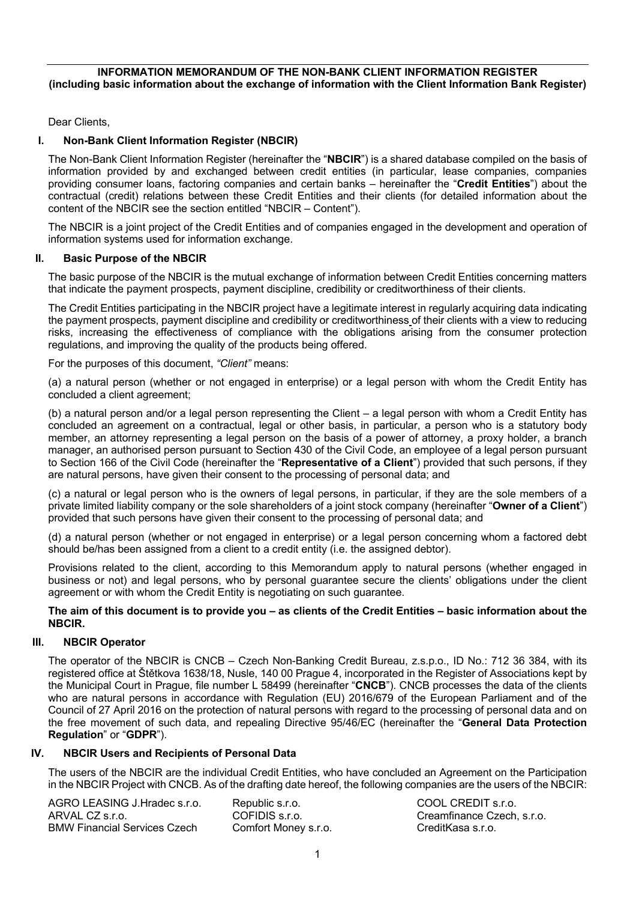## INFORMATION MEMORANDUM OF THE NON-BANK CLIENT INFORMATION REGISTER (including basic information about the exchange of information with the Client Information Bank Register)

Dear Clients,

### I. Non-Bank Client Information Register (NBCIR)

The Non-Bank Client Information Register (hereinafter the "**NBCIR**") is a shared database compiled on the basis of information provided by and exchanged between credit entities (in particular, lease companies, companies providing consumer loans, factoring companies and certain banks – hereinafter the "**Credit Entities**") about the contractual (credit) relations between these Credit Entities and their clients (for detailed information about the content of the NBCIR see the section entitled "NBCIR – Content").

The NBCIR is a joint project of the Credit Entities and of companies engaged in the development and operation of information systems used for information exchange.

### II. Basic Purpose of the NBCIR

The basic purpose of the NBCIR is the mutual exchange of information between Credit Entities concerning matters that indicate the payment prospects, payment discipline, credibility or creditworthiness of their clients.

The Credit Entities participating in the NBCIR project have a legitimate interest in regularly acquiring data indicating the payment prospects, payment discipline and credibility or creditworthiness of their clients with a view to reducing risks, increasing the effectiveness of compliance with the obligations arising from the consumer protection regulations, and improving the quality of the products being offered.

For the purposes of this document, *"Client"* means:

(a) a natural person (whether or not engaged in enterprise) or a legal person with whom the Credit Entity has concluded a client agreement;

(b) a natural person and/or a legal person representing the Client – a legal person with whom a Credit Entity has concluded an agreement on a contractual, legal or other basis, in particular, a person who is a statutory body member, an attorney representing a legal person on the basis of a power of attorney, a proxy holder, a branch manager, an authorised person pursuant to Section 430 of the Civil Code, an employee of a legal person pursuant to Section 166 of the Civil Code (hereinafter the "**Representative of a Client**") provided that such persons, if they are natural persons, have given their consent to the processing of personal data; and

(c) a natural or legal person who is the owners of legal persons, in particular, if they are the sole members of a private limited liability company or the sole shareholders of a joint stock company (hereinafter "**Owner of a Client**") provided that such persons have given their consent to the processing of personal data; and

(d) a natural person (whether or not engaged in enterprise) or a legal person concerning whom a factored debt should be/has been assigned from a client to a credit entity (i.e. the assigned debtor).

Provisions related to the client, according to this Memorandum apply to natural persons (whether engaged in business or not) and legal persons, who by personal guarantee secure the clients' obligations under the client agreement or with whom the Credit Entity is negotiating on such guarantee.

**The aim of this document is to provide you – as clients of the Credit Entities – basic information about the NBCIR.**

### III. NBCIR Operator

The operator of the NBCIR is CNCB – Czech Non-Banking Credit Bureau, z.s.p.o., ID No.: 712 36 384, with its registered office at Štětkova 1638/18, Nusle, 140 00 Prague 4, incorporated in the Register of Associations kept by the Municipal Court in Prague, file number L 58499 (hereinafter "**CNCB**"). CNCB processes the data of the clients who are natural persons in accordance with Regulation (EU) 2016/679 of the European Parliament and of the Council of 27 April 2016 on the protection of natural persons with regard to the processing of personal data and on the free movement of such data, and repealing Directive 95/46/EC (hereinafter the "**General Data Protection Regulation**" or "**GDPR**").

### IV. NBCIR Users and Recipients of Personal Data

The users of the NBCIR are the individual Credit Entities, who have concluded an Agreement on the Participation in the NBCIR Project with CNCB. As of the drafting date hereof, the following companies are the users of the NBCIR:

AGRO LEASING J.Hradec s.r.o.
ARVAL CZ s.r.o.
BMW Financial Services Czech
Republic s.r.o.
COFIDIS s.r.o.
Comfort Money s.r.o.
COOL CREDIT s.r.o.
Creamfinance Czech, s.r.o.
CreditKasa s.r.o.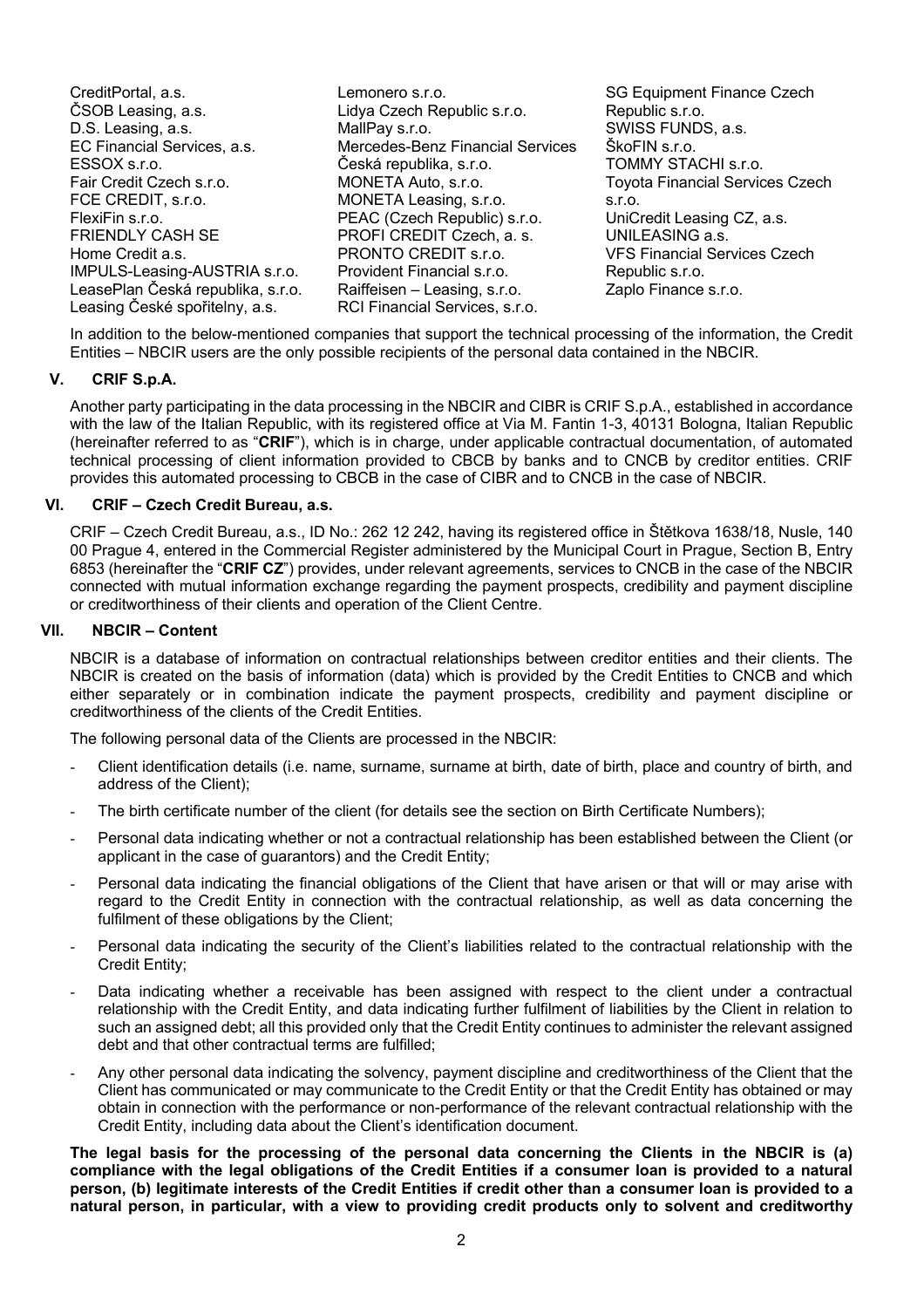CreditPortal, a.s.
ČSOB Leasing, a.s.
D.S. Leasing, a.s.
EC Financial Services, a.s.
ESSOX s.r.o.
Fair Credit Czech s.r.o.
FCE CREDIT, s.r.o.
FlexiFin s.r.o.
FRIENDLY CASH SE
Home Credit a.s.
IMPULS-Leasing-AUSTRIA s.r.o.
LeasePlan Česká republika, s.r.o.
Leasing České spořitelny, a.s.
Lemonero s.r.o.
Lidya Czech Republic s.r.o.
MallPay s.r.o.
Mercedes-Benz Financial Services Česká republika, s.r.o.
MONETA Auto, s.r.o.
MONETA Leasing, s.r.o.
PEAC (Czech Republic) s.r.o.
PROFI CREDIT Czech, a. s.
PRONTO CREDIT s.r.o.
Provident Financial s.r.o.
Raiffeisen – Leasing, s.r.o.
RCI Financial Services, s.r.o.
SG Equipment Finance Czech Republic s.r.o.
SWISS FUNDS, a.s.
ŠkoFIN s.r.o.
TOMMY STACHI s.r.o.
Toyota Financial Services Czech s.r.o.
UniCredit Leasing CZ, a.s.
UNILEASING a.s.
VFS Financial Services Czech Republic s.r.o.
Zaplo Finance s.r.o.

In addition to the below-mentioned companies that support the technical processing of the information, the Credit Entities – NBCIR users are the only possible recipients of the personal data contained in the NBCIR.

## V. CRIF S.p.A.

Another party participating in the data processing in the NBCIR and CIBR is CRIF S.p.A., established in accordance with the law of the Italian Republic, with its registered office at Via M. Fantin 1-3, 40131 Bologna, Italian Republic (hereinafter referred to as "**CRIF**"), which is in charge, under applicable contractual documentation, of automated technical processing of client information provided to CBCB by banks and to CNCB by creditor entities. CRIF provides this automated processing to CBCB in the case of CIBR and to CNCB in the case of NBCIR.

## VI. CRIF – Czech Credit Bureau, a.s.

CRIF – Czech Credit Bureau, a.s., ID No.: 262 12 242, having its registered office in Štětkova 1638/18, Nusle, 140 00 Prague 4, entered in the Commercial Register administered by the Municipal Court in Prague, Section B, Entry 6853 (hereinafter the "**CRIF CZ**") provides, under relevant agreements, services to CNCB in the case of the NBCIR connected with mutual information exchange regarding the payment prospects, credibility and payment discipline or creditworthiness of their clients and operation of the Client Centre.

## VII. NBCIR – Content

NBCIR is a database of information on contractual relationships between creditor entities and their clients. The NBCIR is created on the basis of information (data) which is provided by the Credit Entities to CNCB and which either separately or in combination indicate the payment prospects, credibility and payment discipline or creditworthiness of the clients of the Credit Entities.

The following personal data of the Clients are processed in the NBCIR:

- Client identification details (i.e. name, surname, surname at birth, date of birth, place and country of birth, and address of the Client);
- The birth certificate number of the client (for details see the section on Birth Certificate Numbers);
- Personal data indicating whether or not a contractual relationship has been established between the Client (or applicant in the case of guarantors) and the Credit Entity;
- Personal data indicating the financial obligations of the Client that have arisen or that will or may arise with regard to the Credit Entity in connection with the contractual relationship, as well as data concerning the fulfilment of these obligations by the Client;
- Personal data indicating the security of the Client's liabilities related to the contractual relationship with the Credit Entity;
- Data indicating whether a receivable has been assigned with respect to the client under a contractual relationship with the Credit Entity, and data indicating further fulfilment of liabilities by the Client in relation to such an assigned debt; all this provided only that the Credit Entity continues to administer the relevant assigned debt and that other contractual terms are fulfilled;
- Any other personal data indicating the solvency, payment discipline and creditworthiness of the Client that the Client has communicated or may communicate to the Credit Entity or that the Credit Entity has obtained or may obtain in connection with the performance or non-performance of the relevant contractual relationship with the Credit Entity, including data about the Client's identification document.

**The legal basis for the processing of the personal data concerning the Clients in the NBCIR is (a) compliance with the legal obligations of the Credit Entities if a consumer loan is provided to a natural person, (b) legitimate interests of the Credit Entities if credit other than a consumer loan is provided to a natural person, in particular, with a view to providing credit products only to solvent and creditworthy**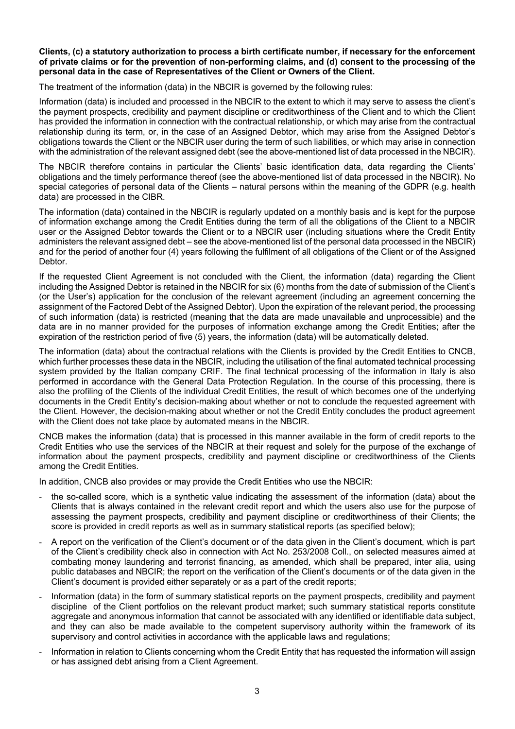**Clients, (c) a statutory authorization to process a birth certificate number, if necessary for the enforcement of private claims or for the prevention of non-performing claims, and (d) consent to the processing of the personal data in the case of Representatives of the Client or Owners of the Client.**

The treatment of the information (data) in the NBCIR is governed by the following rules:

Information (data) is included and processed in the NBCIR to the extent to which it may serve to assess the client's the payment prospects, credibility and payment discipline or creditworthiness of the Client and to which the Client has provided the information in connection with the contractual relationship, or which may arise from the contractual relationship during its term, or, in the case of an Assigned Debtor, which may arise from the Assigned Debtor's obligations towards the Client or the NBCIR user during the term of such liabilities, or which may arise in connection with the administration of the relevant assigned debt (see the above-mentioned list of data processed in the NBCIR).

The NBCIR therefore contains in particular the Clients' basic identification data, data regarding the Clients' obligations and the timely performance thereof (see the above-mentioned list of data processed in the NBCIR). No special categories of personal data of the Clients – natural persons within the meaning of the GDPR (e.g. health data) are processed in the CIBR.

The information (data) contained in the NBCIR is regularly updated on a monthly basis and is kept for the purpose of information exchange among the Credit Entities during the term of all the obligations of the Client to a NBCIR user or the Assigned Debtor towards the Client or to a NBCIR user (including situations where the Credit Entity administers the relevant assigned debt – see the above-mentioned list of the personal data processed in the NBCIR) and for the period of another four (4) years following the fulfilment of all obligations of the Client or of the Assigned Debtor.

If the requested Client Agreement is not concluded with the Client, the information (data) regarding the Client including the Assigned Debtor is retained in the NBCIR for six (6) months from the date of submission of the Client's (or the User's) application for the conclusion of the relevant agreement (including an agreement concerning the assignment of the Factored Debt of the Assigned Debtor). Upon the expiration of the relevant period, the processing of such information (data) is restricted (meaning that the data are made unavailable and unprocessible) and the data are in no manner provided for the purposes of information exchange among the Credit Entities; after the expiration of the restriction period of five (5) years, the information (data) will be automatically deleted.

The information (data) about the contractual relations with the Clients is provided by the Credit Entities to CNCB, which further processes these data in the NBCIR, including the utilisation of the final automated technical processing system provided by the Italian company CRIF. The final technical processing of the information in Italy is also performed in accordance with the General Data Protection Regulation. In the course of this processing, there is also the profiling of the Clients of the individual Credit Entities, the result of which becomes one of the underlying documents in the Credit Entity's decision-making about whether or not to conclude the requested agreement with the Client. However, the decision-making about whether or not the Credit Entity concludes the product agreement with the Client does not take place by automated means in the NBCIR.

CNCB makes the information (data) that is processed in this manner available in the form of credit reports to the Credit Entities who use the services of the NBCIR at their request and solely for the purpose of the exchange of information about the payment prospects, credibility and payment discipline or creditworthiness of the Clients among the Credit Entities.

In addition, CNCB also provides or may provide the Credit Entities who use the NBCIR:

- the so-called score, which is a synthetic value indicating the assessment of the information (data) about the Clients that is always contained in the relevant credit report and which the users also use for the purpose of assessing the payment prospects, credibility and payment discipline or creditworthiness of their Clients; the score is provided in credit reports as well as in summary statistical reports (as specified below);
- A report on the verification of the Client's document or of the data given in the Client's document, which is part of the Client's credibility check also in connection with Act No. 253/2008 Coll., on selected measures aimed at combating money laundering and terrorist financing, as amended, which shall be prepared, inter alia, using public databases and NBCIR; the report on the verification of the Client's documents or of the data given in the Client's document is provided either separately or as a part of the credit reports;
- Information (data) in the form of summary statistical reports on the payment prospects, credibility and payment discipline of the Client portfolios on the relevant product market; such summary statistical reports constitute aggregate and anonymous information that cannot be associated with any identified or identifiable data subject, and they can also be made available to the competent supervisory authority within the framework of its supervisory and control activities in accordance with the applicable laws and regulations;
- Information in relation to Clients concerning whom the Credit Entity that has requested the information will assign or has assigned debt arising from a Client Agreement.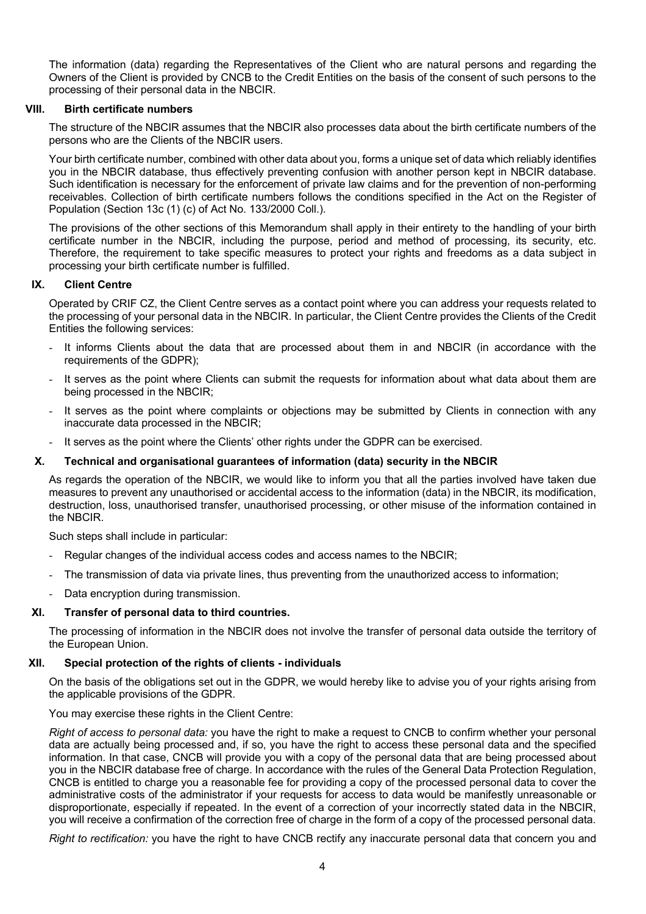The information (data) regarding the Representatives of the Client who are natural persons and regarding the Owners of the Client is provided by CNCB to the Credit Entities on the basis of the consent of such persons to the processing of their personal data in the NBCIR.

## VIII. Birth certificate numbers

The structure of the NBCIR assumes that the NBCIR also processes data about the birth certificate numbers of the persons who are the Clients of the NBCIR users.

Your birth certificate number, combined with other data about you, forms a unique set of data which reliably identifies you in the NBCIR database, thus effectively preventing confusion with another person kept in NBCIR database. Such identification is necessary for the enforcement of private law claims and for the prevention of non-performing receivables. Collection of birth certificate numbers follows the conditions specified in the Act on the Register of Population (Section 13c (1) (c) of Act No. 133/2000 Coll.).

The provisions of the other sections of this Memorandum shall apply in their entirety to the handling of your birth certificate number in the NBCIR, including the purpose, period and method of processing, its security, etc. Therefore, the requirement to take specific measures to protect your rights and freedoms as a data subject in processing your birth certificate number is fulfilled.

## IX. Client Centre

Operated by CRIF CZ, the Client Centre serves as a contact point where you can address your requests related to the processing of your personal data in the NBCIR. In particular, the Client Centre provides the Clients of the Credit Entities the following services:

- It informs Clients about the data that are processed about them in and NBCIR (in accordance with the requirements of the GDPR);
- It serves as the point where Clients can submit the requests for information about what data about them are being processed in the NBCIR;
- It serves as the point where complaints or objections may be submitted by Clients in connection with any inaccurate data processed in the NBCIR;
- It serves as the point where the Clients' other rights under the GDPR can be exercised.

## X. Technical and organisational guarantees of information (data) security in the NBCIR

As regards the operation of the NBCIR, we would like to inform you that all the parties involved have taken due measures to prevent any unauthorised or accidental access to the information (data) in the NBCIR, its modification, destruction, loss, unauthorised transfer, unauthorised processing, or other misuse of the information contained in the NBCIR.

Such steps shall include in particular:

- Regular changes of the individual access codes and access names to the NBCIR;
- The transmission of data via private lines, thus preventing from the unauthorized access to information;
- Data encryption during transmission.

## XI. Transfer of personal data to third countries.

The processing of information in the NBCIR does not involve the transfer of personal data outside the territory of the European Union.

## XII. Special protection of the rights of clients - individuals

On the basis of the obligations set out in the GDPR, we would hereby like to advise you of your rights arising from the applicable provisions of the GDPR.

You may exercise these rights in the Client Centre:

*Right of access to personal data:* you have the right to make a request to CNCB to confirm whether your personal data are actually being processed and, if so, you have the right to access these personal data and the specified information. In that case, CNCB will provide you with a copy of the personal data that are being processed about you in the NBCIR database free of charge. In accordance with the rules of the General Data Protection Regulation, CNCB is entitled to charge you a reasonable fee for providing a copy of the processed personal data to cover the administrative costs of the administrator if your requests for access to data would be manifestly unreasonable or disproportionate, especially if repeated. In the event of a correction of your incorrectly stated data in the NBCIR, you will receive a confirmation of the correction free of charge in the form of a copy of the processed personal data.

*Right to rectification:* you have the right to have CNCB rectify any inaccurate personal data that concern you and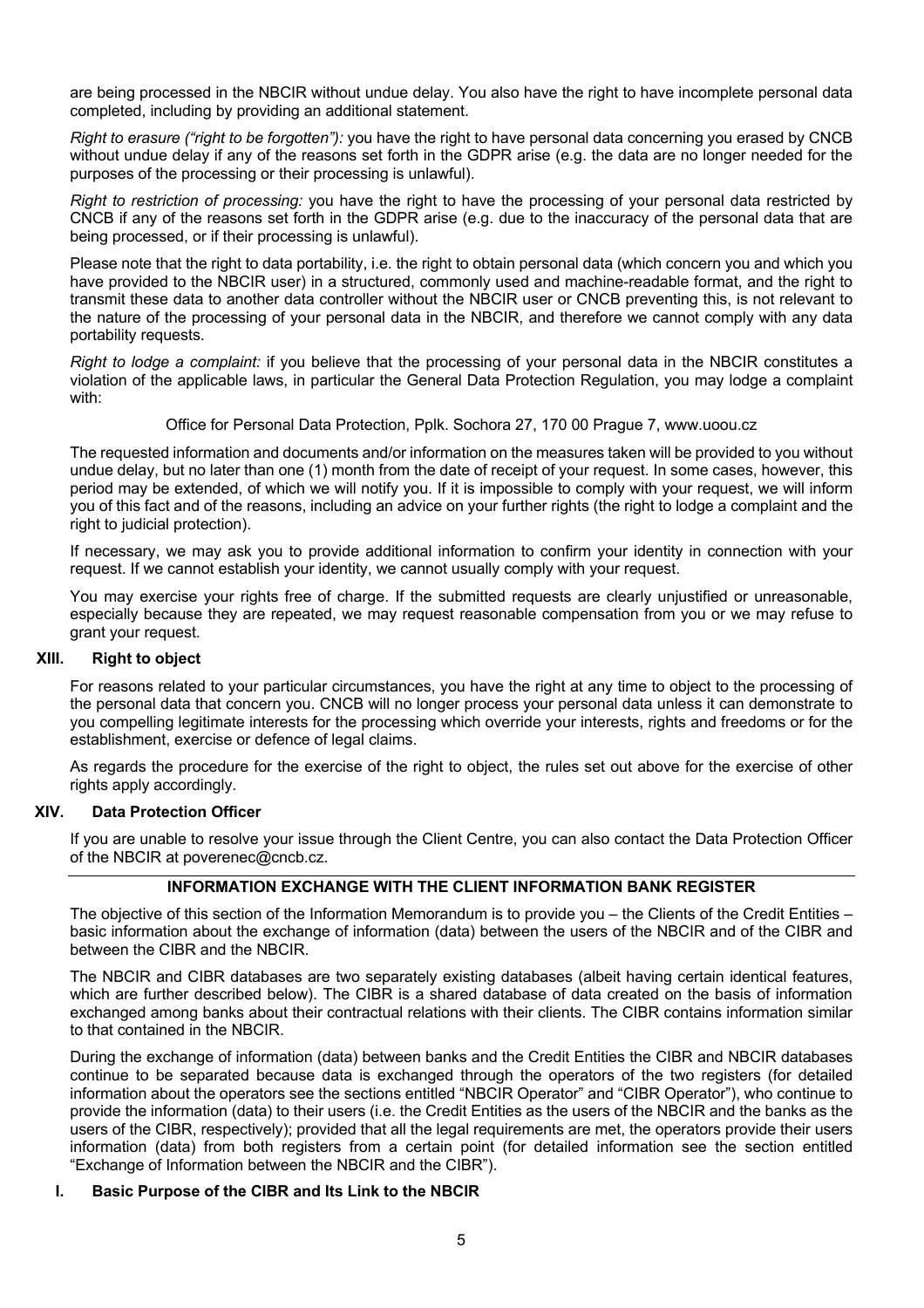are being processed in the NBCIR without undue delay. You also have the right to have incomplete personal data completed, including by providing an additional statement.

*Right to erasure ("right to be forgotten"):* you have the right to have personal data concerning you erased by CNCB without undue delay if any of the reasons set forth in the GDPR arise (e.g. the data are no longer needed for the purposes of the processing or their processing is unlawful).

*Right to restriction of processing:* you have the right to have the processing of your personal data restricted by CNCB if any of the reasons set forth in the GDPR arise (e.g. due to the inaccuracy of the personal data that are being processed, or if their processing is unlawful).

Please note that the right to data portability, i.e. the right to obtain personal data (which concern you and which you have provided to the NBCIR user) in a structured, commonly used and machine-readable format, and the right to transmit these data to another data controller without the NBCIR user or CNCB preventing this, is not relevant to the nature of the processing of your personal data in the NBCIR, and therefore we cannot comply with any data portability requests.

*Right to lodge a complaint:* if you believe that the processing of your personal data in the NBCIR constitutes a violation of the applicable laws, in particular the General Data Protection Regulation, you may lodge a complaint with:

Office for Personal Data Protection, Pplk. Sochora 27, 170 00 Prague 7, www.uoou.cz

The requested information and documents and/or information on the measures taken will be provided to you without undue delay, but no later than one (1) month from the date of receipt of your request. In some cases, however, this period may be extended, of which we will notify you. If it is impossible to comply with your request, we will inform you of this fact and of the reasons, including an advice on your further rights (the right to lodge a complaint and the right to judicial protection).

If necessary, we may ask you to provide additional information to confirm your identity in connection with your request. If we cannot establish your identity, we cannot usually comply with your request.

You may exercise your rights free of charge. If the submitted requests are clearly unjustified or unreasonable, especially because they are repeated, we may request reasonable compensation from you or we may refuse to grant your request.

### XIII. Right to object

For reasons related to your particular circumstances, you have the right at any time to object to the processing of the personal data that concern you. CNCB will no longer process your personal data unless it can demonstrate to you compelling legitimate interests for the processing which override your interests, rights and freedoms or for the establishment, exercise or defence of legal claims.

As regards the procedure for the exercise of the right to object, the rules set out above for the exercise of other rights apply accordingly.

### XIV. Data Protection Officer

If you are unable to resolve your issue through the Client Centre, you can also contact the Data Protection Officer of the NBCIR at poverenec@cncb.cz.

## INFORMATION EXCHANGE WITH THE CLIENT INFORMATION BANK REGISTER

The objective of this section of the Information Memorandum is to provide you – the Clients of the Credit Entities – basic information about the exchange of information (data) between the users of the NBCIR and of the CIBR and between the CIBR and the NBCIR.

The NBCIR and CIBR databases are two separately existing databases (albeit having certain identical features, which are further described below). The CIBR is a shared database of data created on the basis of information exchanged among banks about their contractual relations with their clients. The CIBR contains information similar to that contained in the NBCIR.

During the exchange of information (data) between banks and the Credit Entities the CIBR and NBCIR databases continue to be separated because data is exchanged through the operators of the two registers (for detailed information about the operators see the sections entitled "NBCIR Operator" and "CIBR Operator"), who continue to provide the information (data) to their users (i.e. the Credit Entities as the users of the NBCIR and the banks as the users of the CIBR, respectively); provided that all the legal requirements are met, the operators provide their users information (data) from both registers from a certain point (for detailed information see the section entitled "Exchange of Information between the NBCIR and the CIBR").

### I. Basic Purpose of the CIBR and Its Link to the NBCIR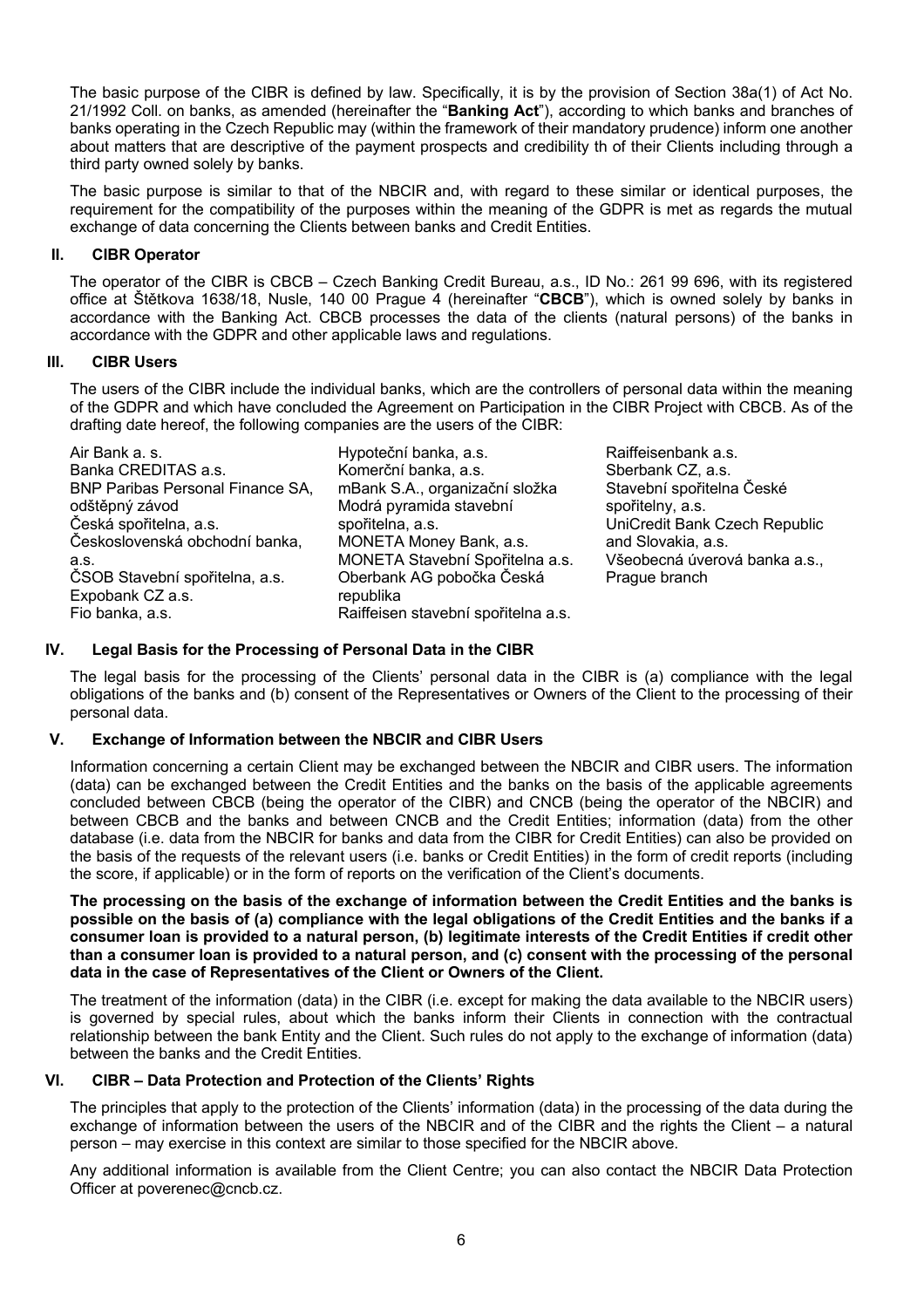The basic purpose of the CIBR is defined by law. Specifically, it is by the provision of Section 38a(1) of Act No. 21/1992 Coll. on banks, as amended (hereinafter the "**Banking Act**"), according to which banks and branches of banks operating in the Czech Republic may (within the framework of their mandatory prudence) inform one another about matters that are descriptive of the payment prospects and credibility th of their Clients including through a third party owned solely by banks.

The basic purpose is similar to that of the NBCIR and, with regard to these similar or identical purposes, the requirement for the compatibility of the purposes within the meaning of the GDPR is met as regards the mutual exchange of data concerning the Clients between banks and Credit Entities.

## II. CIBR Operator

The operator of the CIBR is CBCB – Czech Banking Credit Bureau, a.s., ID No.: 261 99 696, with its registered office at Štětkova 1638/18, Nusle, 140 00 Prague 4 (hereinafter "**CBCB**"), which is owned solely by banks in accordance with the Banking Act. CBCB processes the data of the clients (natural persons) of the banks in accordance with the GDPR and other applicable laws and regulations.

## III. CIBR Users

The users of the CIBR include the individual banks, which are the controllers of personal data within the meaning of the GDPR and which have concluded the Agreement on Participation in the CIBR Project with CBCB. As of the drafting date hereof, the following companies are the users of the CIBR:

Air Bank a. s.
Banka CREDITAS a.s.
BNP Paribas Personal Finance SA, odštěpný závod
Česká spořitelna, a.s.
Československá obchodní banka, a.s.
ČSOB Stavební spořitelna, a.s.
Expobank CZ a.s.
Fio banka, a.s.
Hypoteční banka, a.s.
Komerční banka, a.s.
mBank S.A., organizační složka
Modrá pyramida stavební spořitelna, a.s.
MONETA Money Bank, a.s.
MONETA Stavební Spořitelna a.s.
Oberbank AG pobočka Česká republika
Raiffeisen stavební spořitelna a.s.
Raiffeisenbank a.s.
Sberbank CZ, a.s.
Stavební spořitelna České spořitelny, a.s.
UniCredit Bank Czech Republic and Slovakia, a.s.
Všeobecná úverová banka a.s., Prague branch

## IV. Legal Basis for the Processing of Personal Data in the CIBR

The legal basis for the processing of the Clients' personal data in the CIBR is (a) compliance with the legal obligations of the banks and (b) consent of the Representatives or Owners of the Client to the processing of their personal data.

## V. Exchange of Information between the NBCIR and CIBR Users

Information concerning a certain Client may be exchanged between the NBCIR and CIBR users. The information (data) can be exchanged between the Credit Entities and the banks on the basis of the applicable agreements concluded between CBCB (being the operator of the CIBR) and CNCB (being the operator of the NBCIR) and between CBCB and the banks and between CNCB and the Credit Entities; information (data) from the other database (i.e. data from the NBCIR for banks and data from the CIBR for Credit Entities) can also be provided on the basis of the requests of the relevant users (i.e. banks or Credit Entities) in the form of credit reports (including the score, if applicable) or in the form of reports on the verification of the Client's documents.

**The processing on the basis of the exchange of information between the Credit Entities and the banks is possible on the basis of (a) compliance with the legal obligations of the Credit Entities and the banks if a consumer loan is provided to a natural person, (b) legitimate interests of the Credit Entities if credit other than a consumer loan is provided to a natural person, and (c) consent with the processing of the personal data in the case of Representatives of the Client or Owners of the Client.**

The treatment of the information (data) in the CIBR (i.e. except for making the data available to the NBCIR users) is governed by special rules, about which the banks inform their Clients in connection with the contractual relationship between the bank Entity and the Client. Such rules do not apply to the exchange of information (data) between the banks and the Credit Entities.

## VI. CIBR – Data Protection and Protection of the Clients' Rights

The principles that apply to the protection of the Clients' information (data) in the processing of the data during the exchange of information between the users of the NBCIR and of the CIBR and the rights the Client – a natural person – may exercise in this context are similar to those specified for the NBCIR above.

Any additional information is available from the Client Centre; you can also contact the NBCIR Data Protection Officer at poverenec@cncb.cz.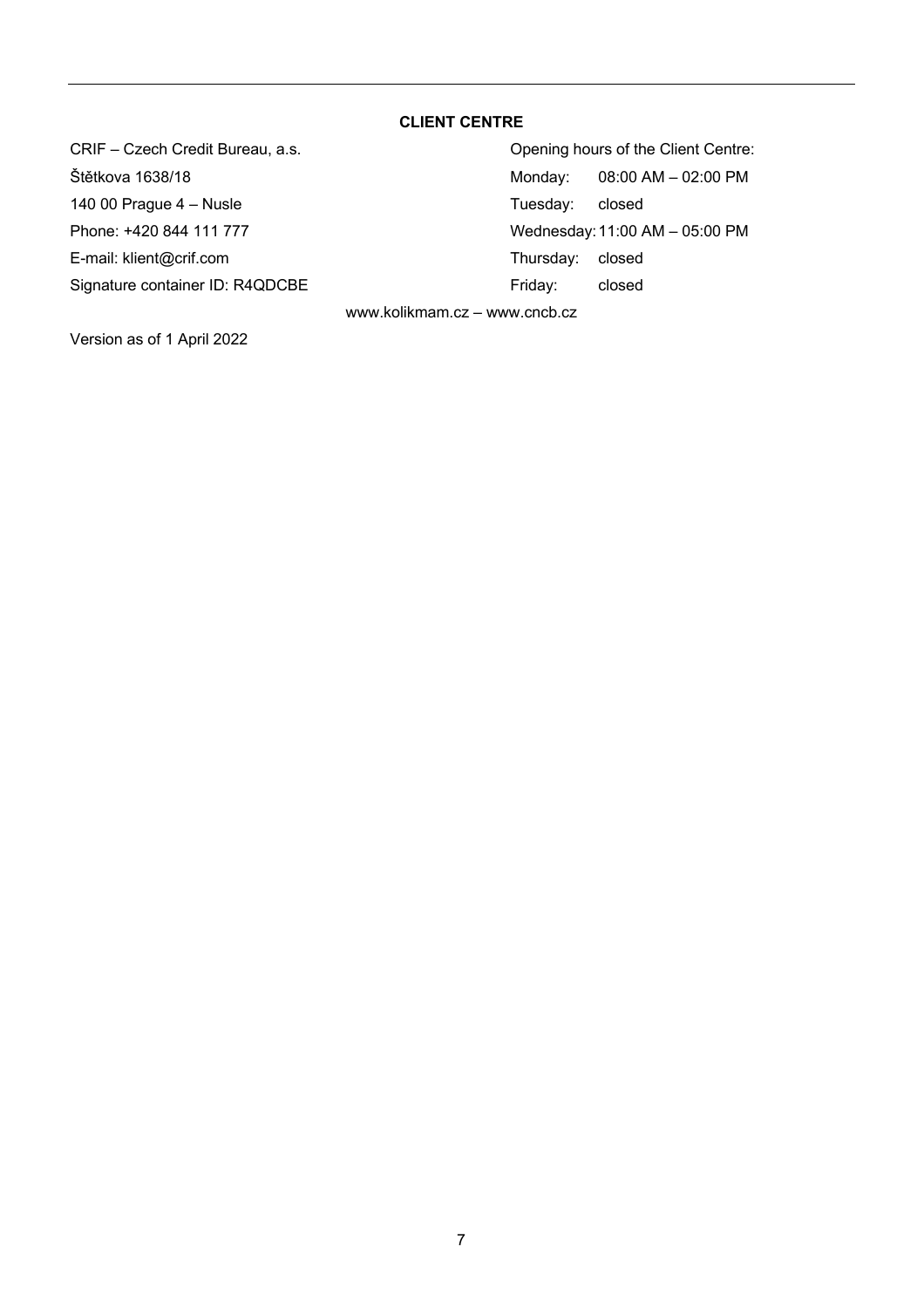## CLIENT CENTRE

CRIF – Czech Credit Bureau, a.s.
Štětkova 1638/18
140 00 Prague 4 – Nusle
Phone: +420 844 111 777
E-mail: klient@crif.com
Signature container ID: R4QDCBE

Opening hours of the Client Centre:

| | |
|---|---|
| Monday: | 08:00 AM – 02:00 PM |
| Tuesday: | closed |
| Wednesday: | 11:00 AM – 05:00 PM |
| Thursday: | closed |
| Friday: | closed |

www.kolikmam.cz – www.cncb.cz

Version as of 1 April 2022